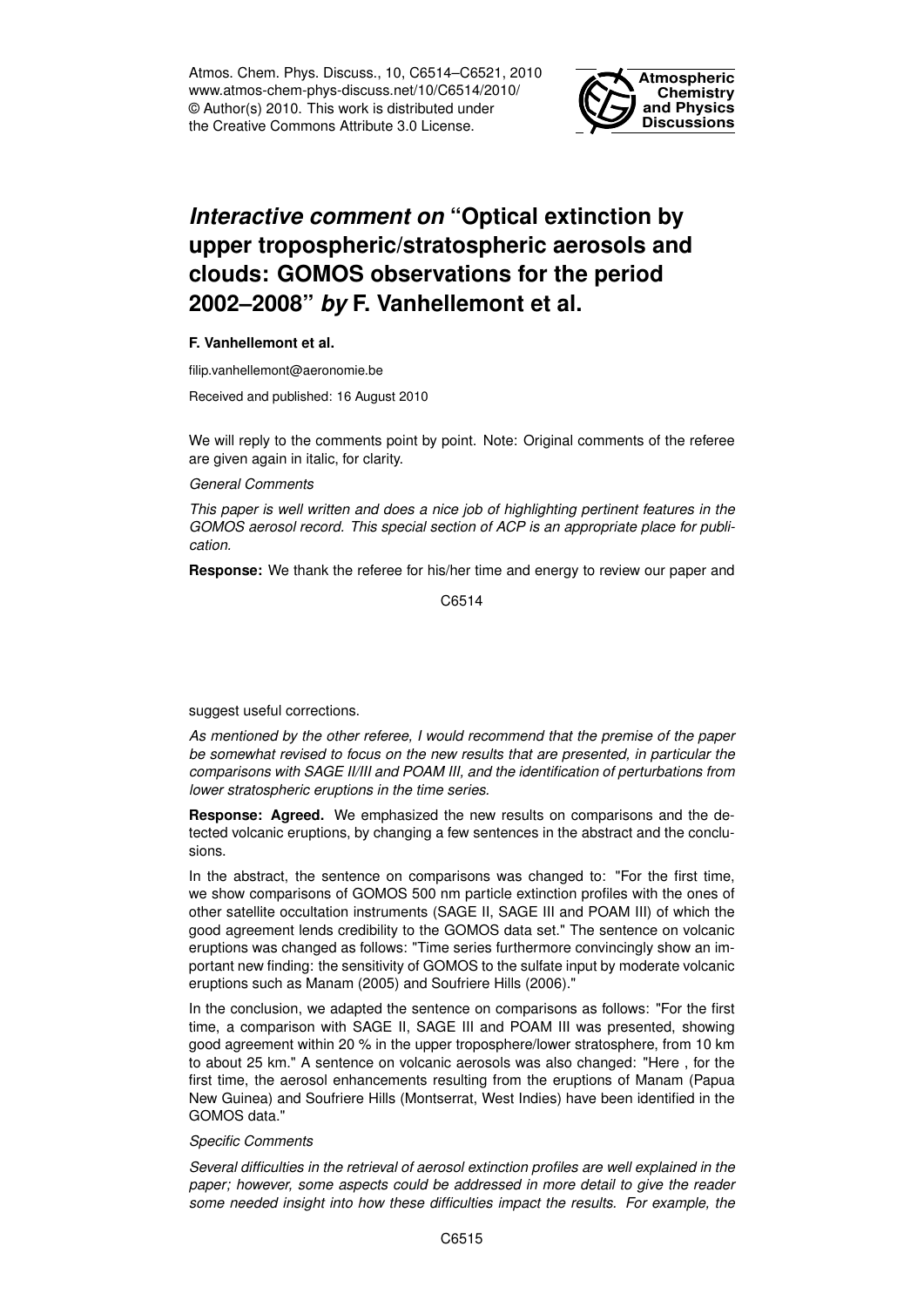# *Interactive comment on* "Optical extinction by upper tropospheric/stratospheric aerosols and clouds: GOMOS observations for the period 2002–2008" *by* F. Vanhellemont et al.

**F. Vanhellemont et al.**

filip.vanhellemont@aeronomie.be

Received and published: 16 August 2010

We will reply to the comments point by point. Note: Original comments of the referee are given again in italic, for clarity.

*General Comments*

*This paper is well written and does a nice job of highlighting pertinent features in the GOMOS aerosol record. This special section of ACP is an appropriate place for publication.*

**Response:** We thank the referee for his/her time and energy to review our paper and suggest useful corrections.

*As mentioned by the other referee, I would recommend that the premise of the paper be somewhat revised to focus on the new results that are presented, in particular the comparisons with SAGE II/III and POAM III, and the identification of perturbations from lower stratospheric eruptions in the time series.*

**Response: Agreed.** We emphasized the new results on comparisons and the detected volcanic eruptions, by changing a few sentences in the abstract and the conclusions.

In the abstract, the sentence on comparisons was changed to: "For the first time, we show comparisons of GOMOS 500 nm particle extinction profiles with the ones of other satellite occultation instruments (SAGE II, SAGE III and POAM III) of which the good agreement lends credibility to the GOMOS data set." The sentence on volcanic eruptions was changed as follows: "Time series furthermore convincingly show an important new finding: the sensitivity of GOMOS to the sulfate input by moderate volcanic eruptions such as Manam (2005) and Soufriere Hills (2006)."

In the conclusion, we adapted the sentence on comparisons as follows: "For the first time, a comparison with SAGE II, SAGE III and POAM III was presented, showing good agreement within 20 % in the upper troposphere/lower stratosphere, from 10 km to about 25 km." A sentence on volcanic aerosols was also changed: "Here , for the first time, the aerosol enhancements resulting from the eruptions of Manam (Papua New Guinea) and Soufriere Hills (Montserrat, West Indies) have been identified in the GOMOS data."

*Specific Comments*

*Several difficulties in the retrieval of aerosol extinction profiles are well explained in the paper; however, some aspects could be addressed in more detail to give the reader some needed insight into how these difficulties impact the results. For example, the*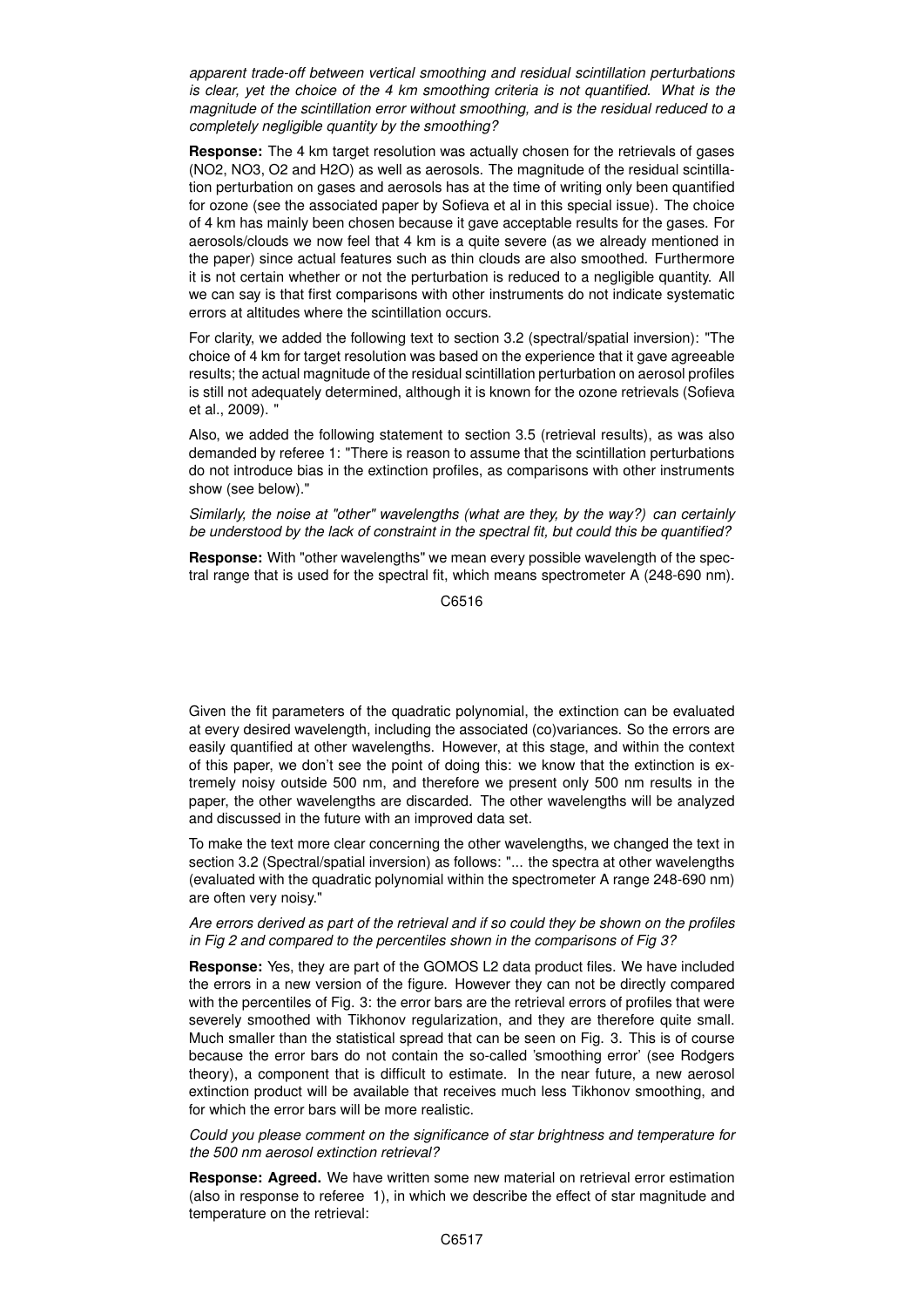*apparent trade-off between vertical smoothing and residual scintillation perturbations is clear, yet the choice of the 4 km smoothing criteria is not quantified. What is the magnitude of the scintillation error without smoothing, and is the residual reduced to a completely negligible quantity by the smoothing?*

**Response:** The 4 km target resolution was actually chosen for the retrievals of gases (NO2, NO3, O2 and H2O) as well as aerosols. The magnitude of the residual scintillation perturbation on gases and aerosols has at the time of writing only been quantified for ozone (see the associated paper by Sofieva et al in this special issue). The choice of 4 km has mainly been chosen because it gave acceptable results for the gases. For aerosols/clouds we now feel that 4 km is a quite severe (as we already mentioned in the paper) since actual features such as thin clouds are also smoothed. Furthermore it is not certain whether or not the perturbation is reduced to a negligible quantity. All we can say is that first comparisons with other instruments do not indicate systematic errors at altitudes where the scintillation occurs.

For clarity, we added the following text to section 3.2 (spectral/spatial inversion): "The choice of 4 km for target resolution was based on the experience that it gave agreeable results; the actual magnitude of the residual scintillation perturbation on aerosol profiles is still not adequately determined, although it is known for the ozone retrievals (Sofieva et al., 2009). "

Also, we added the following statement to section 3.5 (retrieval results), as was also demanded by referee 1: "There is reason to assume that the scintillation perturbations do not introduce bias in the extinction profiles, as comparisons with other instruments show (see below)."

*Similarly, the noise at "other" wavelengths (what are they, by the way?) can certainly be understood by the lack of constraint in the spectral fit, but could this be quantified?*

**Response:** With "other wavelengths" we mean every possible wavelength of the spectral range that is used for the spectral fit, which means spectrometer A (248-690 nm).

Given the fit parameters of the quadratic polynomial, the extinction can be evaluated at every desired wavelength, including the associated (co)variances. So the errors are easily quantified at other wavelengths. However, at this stage, and within the context of this paper, we don't see the point of doing this: we know that the extinction is extremely noisy outside 500 nm, and therefore we present only 500 nm results in the paper, the other wavelengths are discarded. The other wavelengths will be analyzed and discussed in the future with an improved data set.

To make the text more clear concerning the other wavelengths, we changed the text in section 3.2 (Spectral/spatial inversion) as follows: "... the spectra at other wavelengths (evaluated with the quadratic polynomial within the spectrometer A range 248-690 nm) are often very noisy."

*Are errors derived as part of the retrieval and if so could they be shown on the profiles in Fig 2 and compared to the percentiles shown in the comparisons of Fig 3?*

**Response:** Yes, they are part of the GOMOS L2 data product files. We have included the errors in a new version of the figure. However they can not be directly compared with the percentiles of Fig. 3: the error bars are the retrieval errors of profiles that were severely smoothed with Tikhonov regularization, and they are therefore quite small. Much smaller than the statistical spread that can be seen on Fig. 3. This is of course because the error bars do not contain the so-called 'smoothing error' (see Rodgers theory), a component that is difficult to estimate. In the near future, a new aerosol extinction product will be available that receives much less Tikhonov smoothing, and for which the error bars will be more realistic.

*Could you please comment on the significance of star brightness and temperature for the 500 nm aerosol extinction retrieval?*

**Response: Agreed.** We have written some new material on retrieval error estimation (also in response to referee 1), in which we describe the effect of star magnitude and temperature on the retrieval: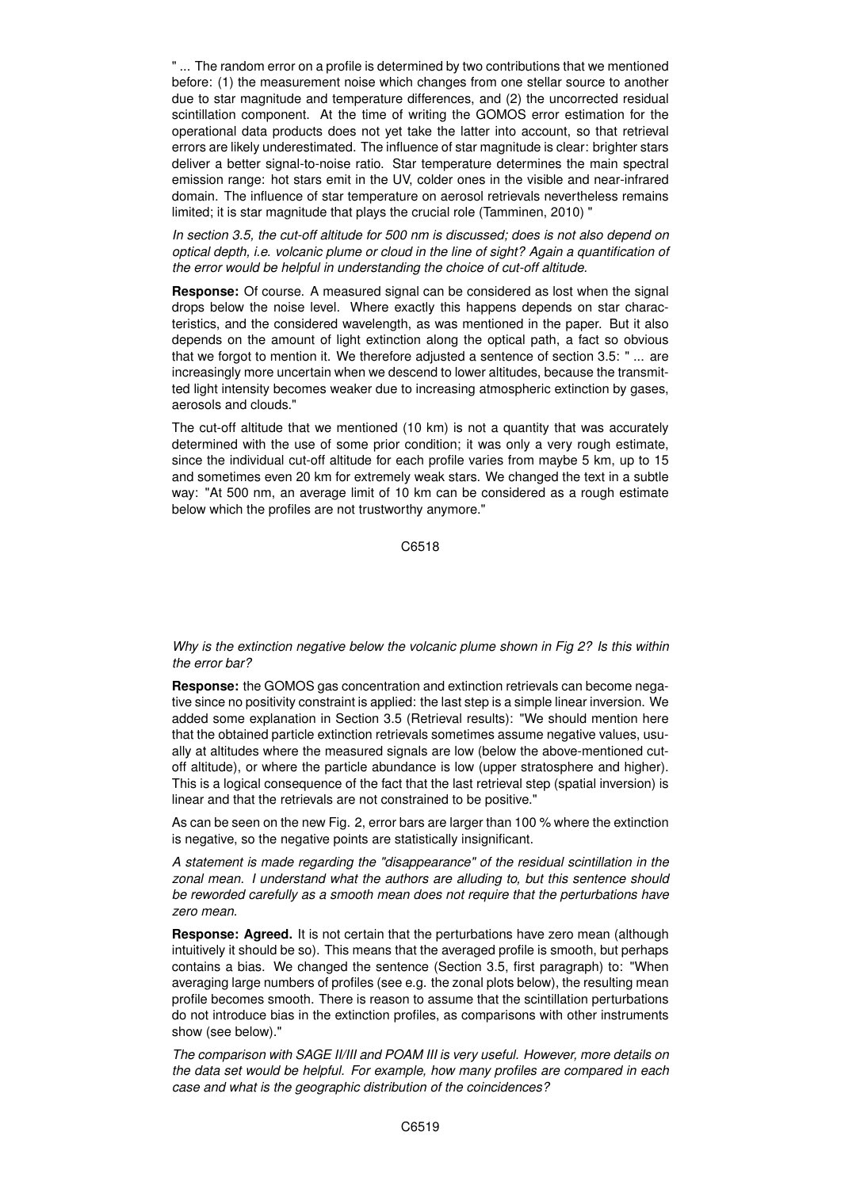" ... The random error on a profile is determined by two contributions that we mentioned before: (1) the measurement noise which changes from one stellar source to another due to star magnitude and temperature differences, and (2) the uncorrected residual scintillation component. At the time of writing the GOMOS error estimation for the operational data products does not yet take the latter into account, so that retrieval errors are likely underestimated. The influence of star magnitude is clear: brighter stars deliver a better signal-to-noise ratio. Star temperature determines the main spectral emission range: hot stars emit in the UV, colder ones in the visible and near-infrared domain. The influence of star temperature on aerosol retrievals nevertheless remains limited; it is star magnitude that plays the crucial role (Tamminen, 2010) "

*In section 3.5, the cut-off altitude for 500 nm is discussed; does is not also depend on optical depth, i.e. volcanic plume or cloud in the line of sight? Again a quantification of the error would be helpful in understanding the choice of cut-off altitude.*

**Response:** Of course. A measured signal can be considered as lost when the signal drops below the noise level. Where exactly this happens depends on star characteristics, and the considered wavelength, as was mentioned in the paper. But it also depends on the amount of light extinction along the optical path, a fact so obvious that we forgot to mention it. We therefore adjusted a sentence of section 3.5: " ... are increasingly more uncertain when we descend to lower altitudes, because the transmitted light intensity becomes weaker due to increasing atmospheric extinction by gases, aerosols and clouds."

The cut-off altitude that we mentioned (10 km) is not a quantity that was accurately determined with the use of some prior condition; it was only a very rough estimate, since the individual cut-off altitude for each profile varies from maybe 5 km, up to 15 and sometimes even 20 km for extremely weak stars. We changed the text in a subtle way: "At 500 nm, an average limit of 10 km can be considered as a rough estimate below which the profiles are not trustworthy anymore."

*Why is the extinction negative below the volcanic plume shown in Fig 2? Is this within the error bar?*

**Response:** the GOMOS gas concentration and extinction retrievals can become negative since no positivity constraint is applied: the last step is a simple linear inversion. We added some explanation in Section 3.5 (Retrieval results): "We should mention here that the obtained particle extinction retrievals sometimes assume negative values, usually at altitudes where the measured signals are low (below the above-mentioned cut-off altitude), or where the particle abundance is low (upper stratosphere and higher). This is a logical consequence of the fact that the last retrieval step (spatial inversion) is linear and that the retrievals are not constrained to be positive."

As can be seen on the new Fig. 2, error bars are larger than 100 % where the extinction is negative, so the negative points are statistically insignificant.

*A statement is made regarding the "disappearance" of the residual scintillation in the zonal mean. I understand what the authors are alluding to, but this sentence should be reworded carefully as a smooth mean does not require that the perturbations have zero mean.*

**Response: Agreed.** It is not certain that the perturbations have zero mean (although intuitively it should be so). This means that the averaged profile is smooth, but perhaps contains a bias. We changed the sentence (Section 3.5, first paragraph) to: "When averaging large numbers of profiles (see e.g. the zonal plots below), the resulting mean profile becomes smooth. There is reason to assume that the scintillation perturbations do not introduce bias in the extinction profiles, as comparisons with other instruments show (see below)."

*The comparison with SAGE II/III and POAM III is very useful. However, more details on the data set would be helpful. For example, how many profiles are compared in each case and what is the geographic distribution of the coincidences?*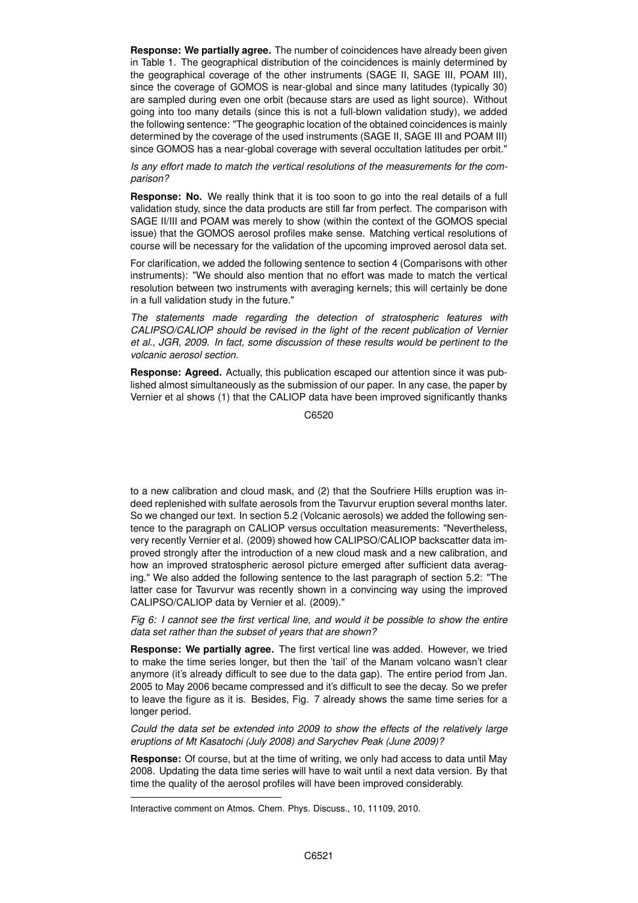**Response: We partially agree.** The number of coincidences have already been given in Table 1. The geographical distribution of the coincidences is mainly determined by the geographical coverage of the other instruments (SAGE II, SAGE III, POAM III), since the coverage of GOMOS is near-global and since many latitudes (typically 30) are sampled during even one orbit (because stars are used as light source). Without going into too many details (since this is not a full-blown validation study), we added the following sentence: "The geographic location of the obtained coincidences is mainly determined by the coverage of the used instruments (SAGE II, SAGE III and POAM III) since GOMOS has a near-global coverage with several occultation latitudes per orbit."

*Is any effort made to match the vertical resolutions of the measurements for the comparison?*

**Response: No.** We really think that it is too soon to go into the real details of a full validation study, since the data products are still far from perfect. The comparison with SAGE II/III and POAM was merely to show (within the context of the GOMOS special issue) that the GOMOS aerosol profiles make sense. Matching vertical resolutions of course will be necessary for the validation of the upcoming improved aerosol data set.

For clarification, we added the following sentence to section 4 (Comparisons with other instruments): "We should also mention that no effort was made to match the vertical resolution between two instruments with averaging kernels; this will certainly be done in a full validation study in the future."

*The statements made regarding the detection of stratospheric features with CALIPSO/CALIOP should be revised in the light of the recent publication of Vernier et al., JGR, 2009. In fact, some discussion of these results would be pertinent to the volcanic aerosol section.*

**Response: Agreed.** Actually, this publication escaped our attention since it was published almost simultaneously as the submission of our paper. In any case, the paper by Vernier et al shows (1) that the CALIOP data have been improved significantly thanks to a new calibration and cloud mask, and (2) that the Soufriere Hills eruption was indeed replenished with sulfate aerosols from the Tavurvur eruption several months later. So we changed our text. In section 5.2 (Volcanic aerosols) we added the following sentence to the paragraph on CALIOP versus occultation measurements: "Nevertheless, very recently Vernier et al. (2009) showed how CALIPSO/CALIOP backscatter data improved strongly after the introduction of a new cloud mask and a new calibration, and how an improved stratospheric aerosol picture emerged after sufficient data averaging." We also added the following sentence to the last paragraph of section 5.2: "The latter case for Tavurvur was recently shown in a convincing way using the improved CALIPSO/CALIOP data by Vernier et al. (2009)."

*Fig 6: I cannot see the first vertical line, and would it be possible to show the entire data set rather than the subset of years that are shown?*

**Response: We partially agree.** The first vertical line was added. However, we tried to make the time series longer, but then the 'tail' of the Manam volcano wasn't clear anymore (it's already difficult to see due to the data gap). The entire period from Jan. 2005 to May 2006 became compressed and it's difficult to see the decay. So we prefer to leave the figure as it is. Besides, Fig. 7 already shows the same time series for a longer period.

*Could the data set be extended into 2009 to show the effects of the relatively large eruptions of Mt Kasatochi (July 2008) and Sarychev Peak (June 2009)?*

**Response:** Of course, but at the time of writing, we only had access to data until May 2008. Updating the data time series will have to wait until a next data version. By that time the quality of the aerosol profiles will have been improved considerably.

Interactive comment on Atmos. Chem. Phys. Discuss., 10, 11109, 2010.